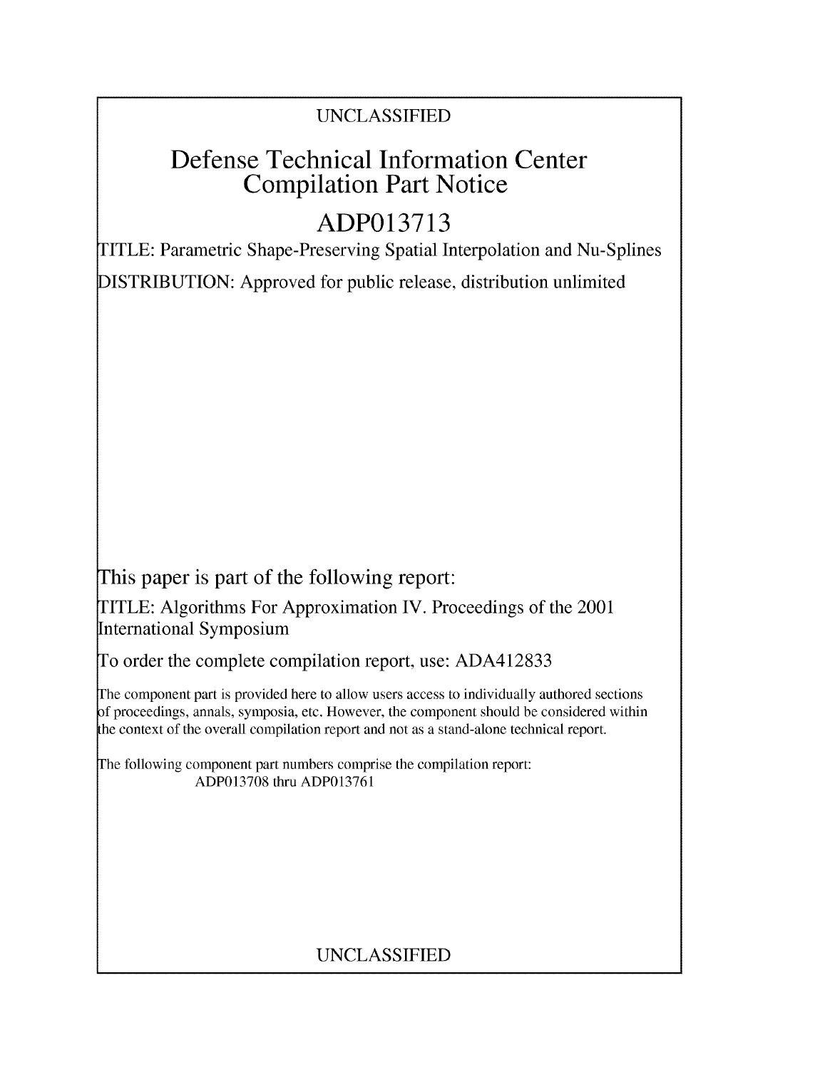UNCLASSIFIED

# Defense Technical Information Center Compilation Part Notice

# ADP013713

TITLE: Parametric Shape-Preserving Spatial Interpolation and Nu-Splines

DISTRIBUTION: Approved for public release, distribution unlimited

This paper is part of the following report:

TITLE: Algorithms For Approximation IV. Proceedings of the 2001 International Symposium

To order the complete compilation report, use: ADA412833

The component part is provided here to allow users access to individually authored sections of proceedings, annals, symposia, etc. However, the component should be considered within the context of the overall compilation report and not as a stand-alone technical report.

The following component part numbers comprise the compilation report:
ADP013708 thru ADP013761

UNCLASSIFIED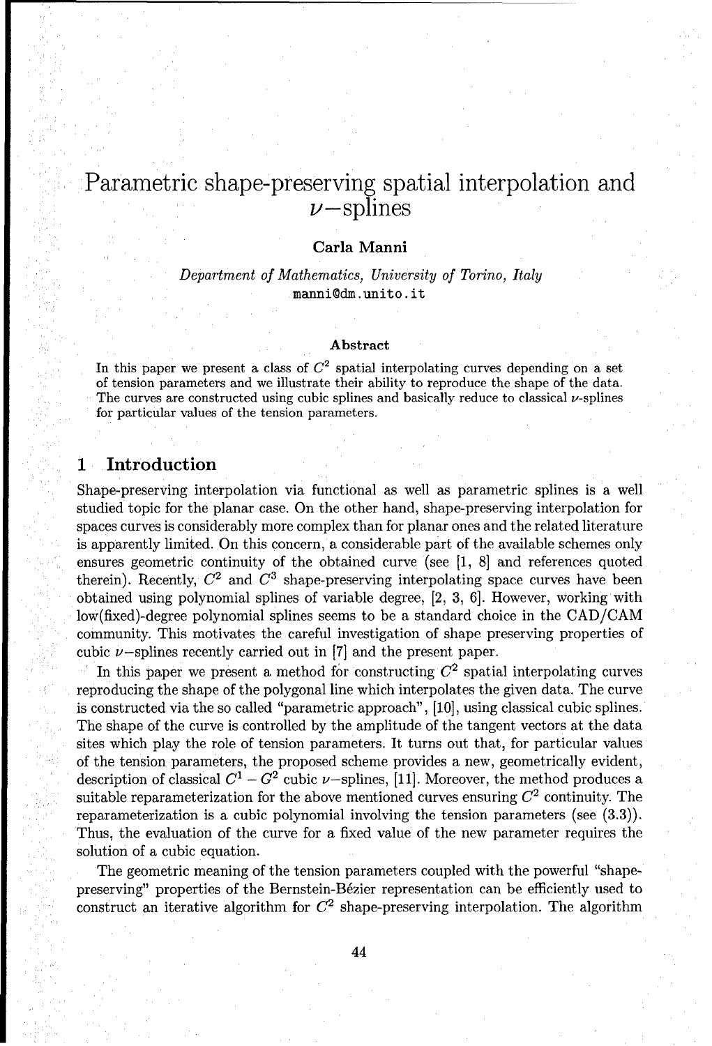# Parametric shape-preserving spatial interpolation and $\nu$–splines

**Carla Manni**

*Department of Mathematics, University of Torino, Italy*
manni@dm.unito.it

### Abstract

In this paper we present a class of $C^2$ spatial interpolating curves depending on a set of tension parameters and we illustrate their ability to reproduce the shape of the data. The curves are constructed using cubic splines and basically reduce to classical $\nu$-splines for particular values of the tension parameters.

## 1 Introduction

Shape-preserving interpolation via functional as well as parametric splines is a well studied topic for the planar case. On the other hand, shape-preserving interpolation for spaces curves is considerably more complex than for planar ones and the related literature is apparently limited. On this concern, a considerable part of the available schemes only ensures geometric continuity of the obtained curve (see [1, 8] and references quoted therein). Recently, $C^2$ and $C^3$ shape-preserving interpolating space curves have been obtained using polynomial splines of variable degree, [2, 3, 6]. However, working with low(fixed)-degree polynomial splines seems to be a standard choice in the CAD/CAM community. This motivates the careful investigation of shape preserving properties of cubic $\nu$–splines recently carried out in [7] and the present paper.

In this paper we present a method for constructing $C^2$ spatial interpolating curves reproducing the shape of the polygonal line which interpolates the given data. The curve is constructed via the so called "parametric approach", [10], using classical cubic splines. The shape of the curve is controlled by the amplitude of the tangent vectors at the data sites which play the role of tension parameters. It turns out that, for particular values of the tension parameters, the proposed scheme provides a new, geometrically evident, description of classical $C^1 - G^2$ cubic $\nu$–splines, [11]. Moreover, the method produces a suitable reparameterization for the above mentioned curves ensuring $C^2$ continuity. The reparameterization is a cubic polynomial involving the tension parameters (see (3.3)). Thus, the evaluation of the curve for a fixed value of the new parameter requires the solution of a cubic equation.

The geometric meaning of the tension parameters coupled with the powerful "shape-preserving" properties of the Bernstein-Bézier representation can be efficiently used to construct an iterative algorithm for $C^2$ shape-preserving interpolation. The algorithm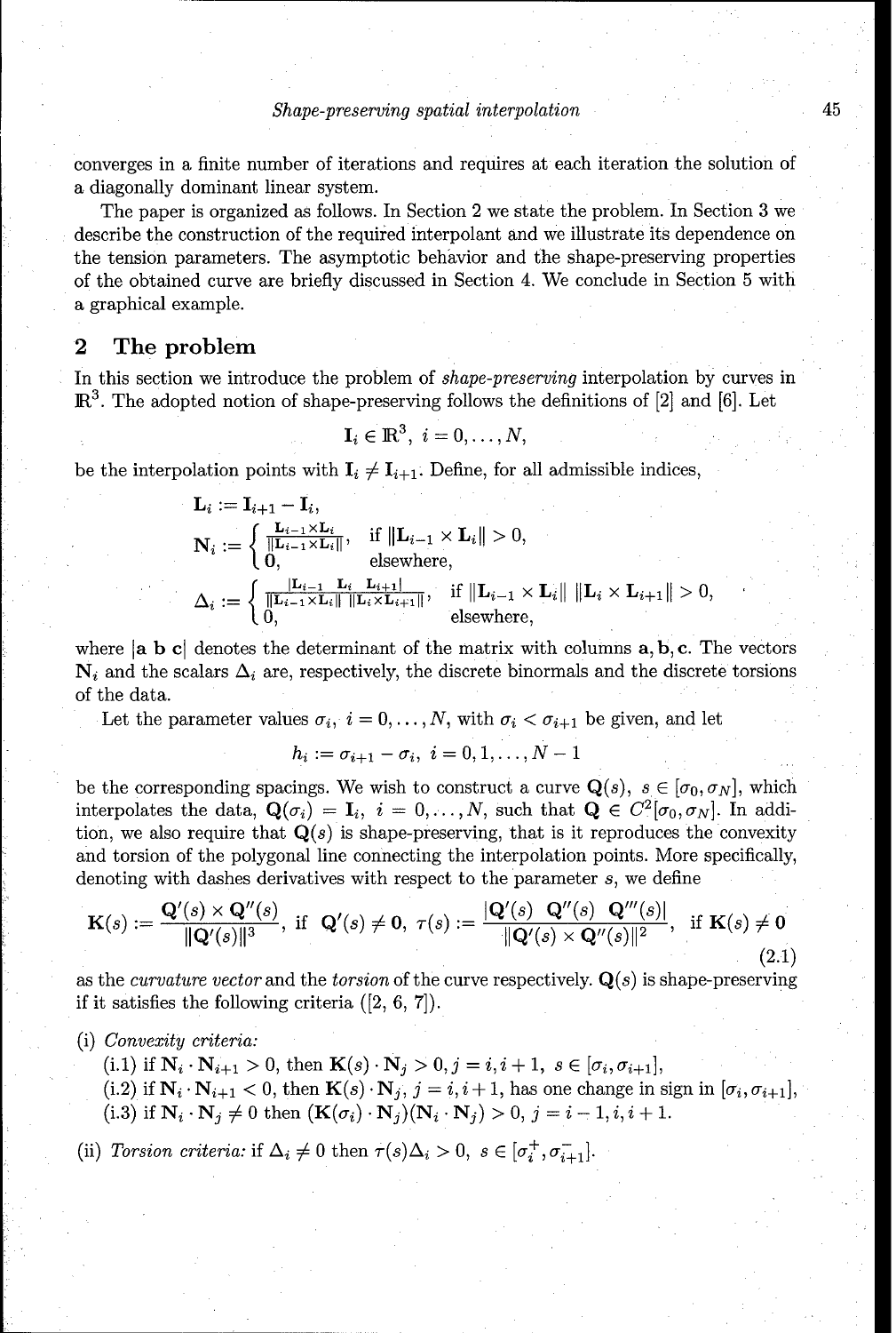converges in a finite number of iterations and requires at each iteration the solution of a diagonally dominant linear system.

The paper is organized as follows. In Section 2 we state the problem. In Section 3 we describe the construction of the required interpolant and we illustrate its dependence on the tension parameters. The asymptotic behavior and the shape-preserving properties of the obtained curve are briefly discussed in Section 4. We conclude in Section 5 with a graphical example.

## 2 The problem

In this section we introduce the problem of *shape-preserving* interpolation by curves in $\mathbb{R}^3$. The adopted notion of shape-preserving follows the definitions of [2] and [6]. Let

$$\mathbf{I}_i \in \mathbb{R}^3, \; i = 0, \ldots, N,$$

be the interpolation points with $\mathbf{I}_i \neq \mathbf{I}_{i+1}$. Define, for all admissible indices,

$$\mathbf{L}_i := \mathbf{I}_{i+1} - \mathbf{I}_i,$$

$$\mathbf{N}_i := \begin{cases} \frac{\mathbf{L}_{i-1} \times \mathbf{L}_i}{\|\mathbf{L}_{i-1} \times \mathbf{L}_i\|}, & \text{if } \|\mathbf{L}_{i-1} \times \mathbf{L}_i\| > 0, \\ \mathbf{0}, & \text{elsewhere,} \end{cases}$$

$$\Delta_i := \begin{cases} \frac{|\mathbf{L}_{i-1} \;\; \mathbf{L}_i \;\; \mathbf{L}_{i+1}|}{\|\mathbf{L}_{i-1} \times \mathbf{L}_i\| \; \|\mathbf{L}_i \times \mathbf{L}_{i+1}\|}, & \text{if } \|\mathbf{L}_{i-1} \times \mathbf{L}_i\| \; \|\mathbf{L}_i \times \mathbf{L}_{i+1}\| > 0, \\ 0, & \text{elsewhere,} \end{cases}$$

where $|\mathbf{a} \; \mathbf{b} \; \mathbf{c}|$ denotes the determinant of the matrix with columns $\mathbf{a}, \mathbf{b}, \mathbf{c}$. The vectors $\mathbf{N}_i$ and the scalars $\Delta_i$ are, respectively, the discrete binormals and the discrete torsions of the data.

Let the parameter values $\sigma_i$, $i = 0, \ldots, N$, with $\sigma_i < \sigma_{i+1}$ be given, and let

$$h_i := \sigma_{i+1} - \sigma_i, \; i = 0, 1, \ldots, N-1$$

be the corresponding spacings. We wish to construct a curve $\mathbf{Q}(s)$, $s \in [\sigma_0, \sigma_N]$, which interpolates the data, $\mathbf{Q}(\sigma_i) = \mathbf{I}_i$, $i = 0, \ldots, N$, such that $\mathbf{Q} \in C^2[\sigma_0, \sigma_N]$. In addition, we also require that $\mathbf{Q}(s)$ is shape-preserving, that is it reproduces the convexity and torsion of the polygonal line connecting the interpolation points. More specifically, denoting with dashes derivatives with respect to the parameter $s$, we define

$$\mathbf{K}(s) := \frac{\mathbf{Q}'(s) \times \mathbf{Q}''(s)}{\|\mathbf{Q}'(s)\|^3}, \text{ if } \mathbf{Q}'(s) \neq \mathbf{0}, \;\; \tau(s) := \frac{|\mathbf{Q}'(s) \;\; \mathbf{Q}''(s) \;\; \mathbf{Q}'''(s)|}{\|\mathbf{Q}'(s) \times \mathbf{Q}''(s)\|^2}, \text{ if } \mathbf{K}(s) \neq \mathbf{0} \tag{2.1}$$

as the *curvature vector* and the *torsion* of the curve respectively. $\mathbf{Q}(s)$ is shape-preserving if it satisfies the following criteria ([2, 6, 7]).

(i) *Convexity criteria:*
  (i.1) if $\mathbf{N}_i \cdot \mathbf{N}_{i+1} > 0$, then $\mathbf{K}(s) \cdot \mathbf{N}_j > 0, j = i, i+1$, $s \in [\sigma_i, \sigma_{i+1}]$,
  (i.2) if $\mathbf{N}_i \cdot \mathbf{N}_{i+1} < 0$, then $\mathbf{K}(s) \cdot \mathbf{N}_j$, $j = i, i+1$, has one change in sign in $[\sigma_i, \sigma_{i+1}]$,
  (i.3) if $\mathbf{N}_i \cdot \mathbf{N}_j \neq 0$ then $(\mathbf{K}(\sigma_i) \cdot \mathbf{N}_j)(\mathbf{N}_i \cdot \mathbf{N}_j) > 0$, $j = i-1, i, i+1$.

(ii) *Torsion criteria:* if $\Delta_i \neq 0$ then $\tau(s)\Delta_i > 0$, $s \in [\sigma_i^+, \sigma_{i+1}^-]$.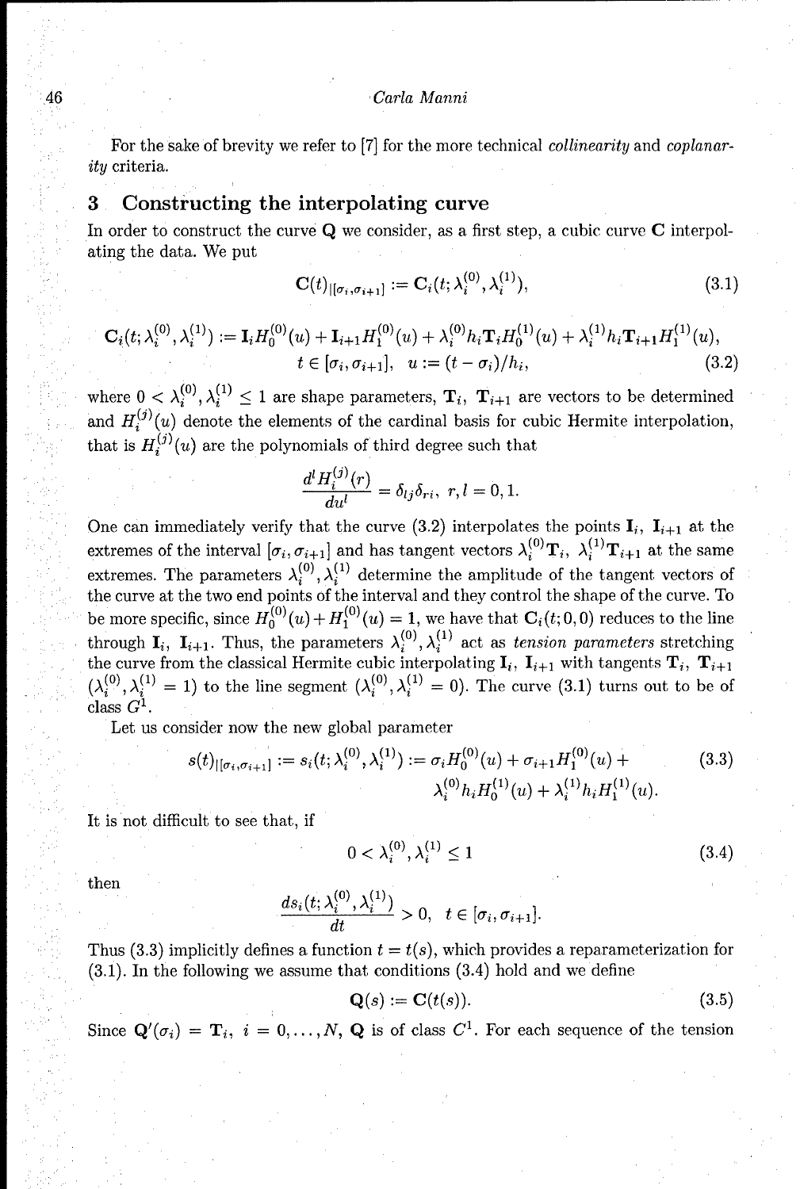For the sake of brevity we refer to [7] for the more technical *collinearity* and *coplanarity* criteria.

## 3 Constructing the interpolating curve

In order to construct the curve $\mathbf{Q}$ we consider, as a first step, a cubic curve $\mathbf{C}$ interpolating the data. We put

$$\mathbf{C}(t)_{|[\sigma_i,\sigma_{i+1}]} := \mathbf{C}_i(t;\lambda_i^{(0)},\lambda_i^{(1)}), \tag{3.1}$$

$$\mathbf{C}_i(t;\lambda_i^{(0)},\lambda_i^{(1)}) := \mathbf{I}_i H_0^{(0)}(u) + \mathbf{I}_{i+1} H_1^{(0)}(u) + \lambda_i^{(0)} h_i \mathbf{T}_i H_0^{(1)}(u) + \lambda_i^{(1)} h_i \mathbf{T}_{i+1} H_1^{(1)}(u),$$
$$t \in [\sigma_i, \sigma_{i+1}], \quad u := (t-\sigma_i)/h_i, \tag{3.2}$$

where $0 < \lambda_i^{(0)}, \lambda_i^{(1)} \leq 1$ are shape parameters, $\mathbf{T}_i$, $\mathbf{T}_{i+1}$ are vectors to be determined and $H_i^{(j)}(u)$ denote the elements of the cardinal basis for cubic Hermite interpolation, that is $H_i^{(j)}(u)$ are the polynomials of third degree such that

$$\frac{d^l H_i^{(j)}(r)}{du^l} = \delta_{lj}\delta_{ri}, \quad r,l = 0,1.$$

One can immediately verify that the curve (3.2) interpolates the points $\mathbf{I}_i$, $\mathbf{I}_{i+1}$ at the extremes of the interval $[\sigma_i, \sigma_{i+1}]$ and has tangent vectors $\lambda_i^{(0)}\mathbf{T}_i$, $\lambda_i^{(1)}\mathbf{T}_{i+1}$ at the same extremes. The parameters $\lambda_i^{(0)}, \lambda_i^{(1)}$ determine the amplitude of the tangent vectors of the curve at the two end points of the interval and they control the shape of the curve. To be more specific, since $H_0^{(0)}(u) + H_1^{(0)}(u) = 1$, we have that $\mathbf{C}_i(t;0,0)$ reduces to the line through $\mathbf{I}_i$, $\mathbf{I}_{i+1}$. Thus, the parameters $\lambda_i^{(0)}, \lambda_i^{(1)}$ act as *tension parameters* stretching the curve from the classical Hermite cubic interpolating $\mathbf{I}_i$, $\mathbf{I}_{i+1}$ with tangents $\mathbf{T}_i$, $\mathbf{T}_{i+1}$ ($\lambda_i^{(0)}, \lambda_i^{(1)} = 1$) to the line segment ($\lambda_i^{(0)}, \lambda_i^{(1)} = 0$). The curve (3.1) turns out to be of class $G^1$.

Let us consider now the new global parameter

$$s(t)_{|[\sigma_i,\sigma_{i+1}]} := s_i(t;\lambda_i^{(0)},\lambda_i^{(1)}) := \sigma_i H_0^{(0)}(u) + \sigma_{i+1} H_1^{(0)}(u) + \lambda_i^{(0)} h_i H_0^{(1)}(u) + \lambda_i^{(1)} h_i H_1^{(1)}(u). \tag{3.3}$$

It is not difficult to see that, if

$$0 < \lambda_i^{(0)}, \lambda_i^{(1)} \leq 1 \tag{3.4}$$

then

$$\frac{ds_i(t;\lambda_i^{(0)},\lambda_i^{(1)})}{dt} > 0, \quad t \in [\sigma_i, \sigma_{i+1}].$$

Thus (3.3) implicitly defines a function $t = t(s)$, which provides a reparameterization for (3.1). In the following we assume that conditions (3.4) hold and we define

$$\mathbf{Q}(s) := \mathbf{C}(t(s)). \tag{3.5}$$

Since $\mathbf{Q}'(\sigma_i) = \mathbf{T}_i$, $i = 0,\ldots,N$, $\mathbf{Q}$ is of class $C^1$. For each sequence of the tension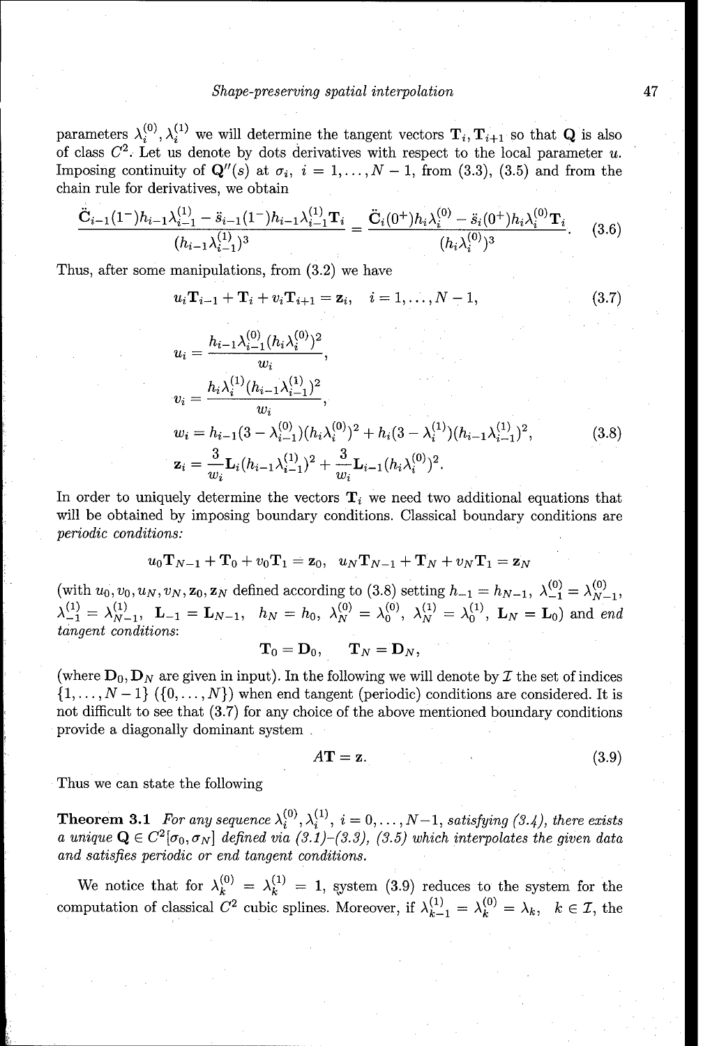parameters $\lambda_i^{(0)}, \lambda_i^{(1)}$ we will determine the tangent vectors $\mathbf{T}_i, \mathbf{T}_{i+1}$ so that $\mathbf{Q}$ is also of class $C^2$. Let us denote by dots derivatives with respect to the local parameter $u$. Imposing continuity of $\mathbf{Q}''(s)$ at $\sigma_i$, $i = 1, \dots, N-1$, from (3.3), (3.5) and from the chain rule for derivatives, we obtain

$$\frac{\ddot{\mathbf{C}}_{i-1}(1^-)h_{i-1}\lambda_{i-1}^{(1)} - \ddot{s}_{i-1}(1^-)h_{i-1}\lambda_{i-1}^{(1)}\mathbf{T}_i}{(h_{i-1}\lambda_{i-1}^{(1)})^3} = \frac{\ddot{\mathbf{C}}_i(0^+)h_i\lambda_i^{(0)} - \ddot{s}_i(0^+)h_i\lambda_i^{(0)}\mathbf{T}_i}{(h_i\lambda_i^{(0)})^3}. \tag{3.6}$$

Thus, after some manipulations, from (3.2) we have

$$u_i\mathbf{T}_{i-1} + \mathbf{T}_i + v_i\mathbf{T}_{i+1} = \mathbf{z}_i, \quad i = 1, \dots, N-1, \tag{3.7}$$

$$\begin{aligned}
u_i &= \frac{h_{i-1}\lambda_{i-1}^{(0)}(h_i\lambda_i^{(0)})^2}{w_i}, \\
v_i &= \frac{h_i\lambda_i^{(1)}(h_{i-1}\lambda_{i-1}^{(1)})^2}{w_i}, \\
w_i &= h_{i-1}(3 - \lambda_{i-1}^{(0)})(h_i\lambda_i^{(0)})^2 + h_i(3 - \lambda_i^{(1)})(h_{i-1}\lambda_{i-1}^{(1)})^2, \\
\mathbf{z}_i &= \frac{3}{w_i}\mathbf{L}_i(h_{i-1}\lambda_{i-1}^{(1)})^2 + \frac{3}{w_i}\mathbf{L}_{i-1}(h_i\lambda_i^{(0)})^2.
\end{aligned} \tag{3.8}$$

In order to uniquely determine the vectors $\mathbf{T}_i$ we need two additional equations that will be obtained by imposing boundary conditions. Classical boundary conditions are *periodic conditions:*

$$u_0\mathbf{T}_{N-1} + \mathbf{T}_0 + v_0\mathbf{T}_1 = \mathbf{z}_0, \quad u_N\mathbf{T}_{N-1} + \mathbf{T}_N + v_N\mathbf{T}_1 = \mathbf{z}_N$$

(with $u_0, v_0, u_N, v_N, \mathbf{z}_0, \mathbf{z}_N$ defined according to (3.8) setting $h_{-1} = h_{N-1}$, $\lambda_{-1}^{(0)} = \lambda_{N-1}^{(0)}$, $\lambda_{-1}^{(1)} = \lambda_{N-1}^{(1)}$, $\mathbf{L}_{-1} = \mathbf{L}_{N-1}$, $h_N = h_0$, $\lambda_N^{(0)} = \lambda_0^{(0)}$, $\lambda_N^{(1)} = \lambda_0^{(1)}$, $\mathbf{L}_N = \mathbf{L}_0$) and *end tangent conditions*:

$$\mathbf{T}_0 = \mathbf{D}_0, \qquad \mathbf{T}_N = \mathbf{D}_N,$$

(where $\mathbf{D}_0, \mathbf{D}_N$ are given in input). In the following we will denote by $\mathcal{I}$ the set of indices $\{1, \dots, N-1\}$ ($\{0, \dots, N\}$) when end tangent (periodic) conditions are considered. It is not difficult to see that (3.7) for any choice of the above mentioned boundary conditions provide a diagonally dominant system

$$A\mathbf{T} = \mathbf{z}. \tag{3.9}$$

Thus we can state the following

**Theorem 3.1** *For any sequence $\lambda_i^{(0)}, \lambda_i^{(1)}$, $i = 0, \dots, N-1$, satisfying (3.4), there exists a unique $\mathbf{Q} \in C^2[\sigma_0, \sigma_N]$ defined via (3.1)-(3.3), (3.5) which interpolates the given data and satisfies periodic or end tangent conditions.*

We notice that for $\lambda_k^{(0)} = \lambda_k^{(1)} = 1$, system (3.9) reduces to the system for the computation of classical $C^2$ cubic splines. Moreover, if $\lambda_{k-1}^{(1)} = \lambda_k^{(0)} = \lambda_k$, $k \in \mathcal{I}$, the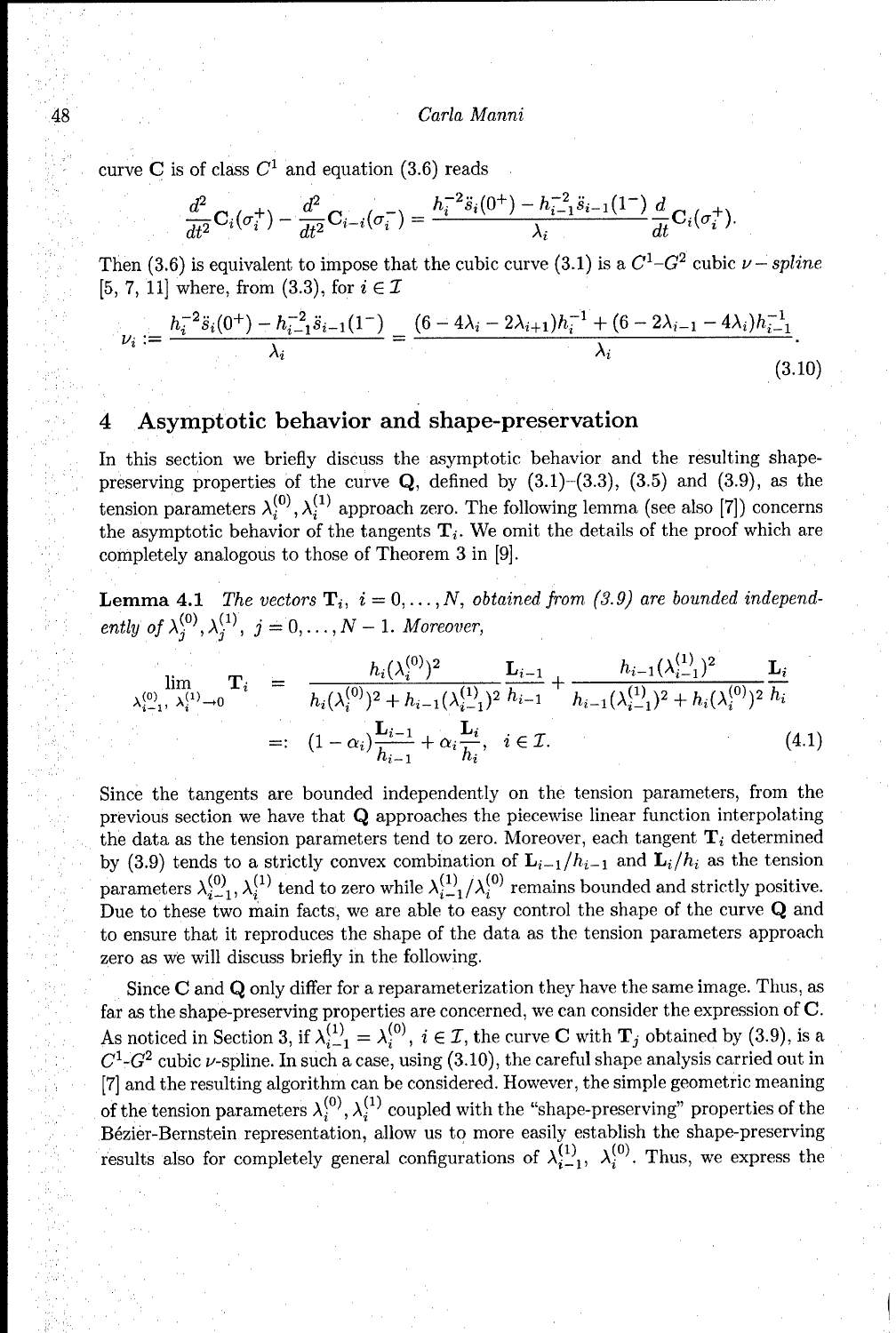curve $\mathbf{C}$ is of class $C^1$ and equation (3.6) reads

$$\frac{d^2}{dt^2}\mathbf{C}_i(\sigma_i^+) - \frac{d^2}{dt^2}\mathbf{C}_{i-i}(\sigma_i^-) = \frac{h_i^{-2}\ddot{s}_i(0^+) - h_{i-1}^{-2}\ddot{s}_{i-1}(1^-)}{\lambda_i}\frac{d}{dt}\mathbf{C}_i(\sigma_i^+).$$

Then (3.6) is equivalent to impose that the cubic curve (3.1) is a $C^1$-$G^2$ cubic $\nu - spline$ [5, 7, 11] where, from (3.3), for $i \in \mathcal{I}$

$$\nu_i := \frac{h_i^{-2}\ddot{s}_i(0^+) - h_{i-1}^{-2}\ddot{s}_{i-1}(1^-)}{\lambda_i} = \frac{(6 - 4\lambda_i - 2\lambda_{i+1})h_i^{-1} + (6 - 2\lambda_{i-1} - 4\lambda_i)h_{i-1}^{-1}}{\lambda_i}. \tag{3.10}$$

## 4 Asymptotic behavior and shape-preservation

In this section we briefly discuss the asymptotic behavior and the resulting shape-preserving properties of the curve $\mathbf{Q}$, defined by (3.1)–(3.3), (3.5) and (3.9), as the tension parameters $\lambda_i^{(0)}, \lambda_i^{(1)}$ approach zero. The following lemma (see also [7]) concerns the asymptotic behavior of the tangents $\mathbf{T}_i$. We omit the details of the proof which are completely analogous to those of Theorem 3 in [9].

**Lemma 4.1** *The vectors $\mathbf{T}_i$, $i = 0, \ldots, N$, obtained from (3.9) are bounded independently of $\lambda_j^{(0)}, \lambda_j^{(1)}$, $j = 0, \ldots, N-1$. Moreover,*

$$\begin{aligned}\lim_{\lambda_{i-1}^{(0)},\ \lambda_i^{(1)} \to 0} \mathbf{T}_i &= \frac{h_i(\lambda_i^{(0)})^2}{h_i(\lambda_i^{(0)})^2 + h_{i-1}(\lambda_{i-1}^{(1)})^2}\frac{\mathbf{L}_{i-1}}{h_{i-1}} + \frac{h_{i-1}(\lambda_{i-1}^{(1)})^2}{h_{i-1}(\lambda_{i-1}^{(1)})^2 + h_i(\lambda_i^{(0)})^2}\frac{\mathbf{L}_i}{h_i} \\ &=: (1-\alpha_i)\frac{\mathbf{L}_{i-1}}{h_{i-1}} + \alpha_i\frac{\mathbf{L}_i}{h_i}, \quad i \in \mathcal{I}.\end{aligned} \tag{4.1}$$

Since the tangents are bounded independently on the tension parameters, from the previous section we have that $\mathbf{Q}$ approaches the piecewise linear function interpolating the data as the tension parameters tend to zero. Moreover, each tangent $\mathbf{T}_i$ determined by (3.9) tends to a strictly convex combination of $\mathbf{L}_{i-1}/h_{i-1}$ and $\mathbf{L}_i/h_i$ as the tension parameters $\lambda_{i-1}^{(0)}, \lambda_i^{(1)}$ tend to zero while $\lambda_{i-1}^{(1)}/\lambda_i^{(0)}$ remains bounded and strictly positive. Due to these two main facts, we are able to easy control the shape of the curve $\mathbf{Q}$ and to ensure that it reproduces the shape of the data as the tension parameters approach zero as we will discuss briefly in the following.

Since $\mathbf{C}$ and $\mathbf{Q}$ only differ for a reparameterization they have the same image. Thus, as far as the shape-preserving properties are concerned, we can consider the expression of $\mathbf{C}$. As noticed in Section 3, if $\lambda_{i-1}^{(1)} = \lambda_i^{(0)}$, $i \in \mathcal{I}$, the curve $\mathbf{C}$ with $\mathbf{T}_j$ obtained by (3.9), is a $C^1$-$G^2$ cubic $\nu$-spline. In such a case, using (3.10), the careful shape analysis carried out in [7] and the resulting algorithm can be considered. However, the simple geometric meaning of the tension parameters $\lambda_i^{(0)}, \lambda_i^{(1)}$ coupled with the "shape-preserving" properties of the Bézier-Bernstein representation, allow us to more easily establish the shape-preserving results also for completely general configurations of $\lambda_{i-1}^{(1)}$, $\lambda_i^{(0)}$. Thus, we express the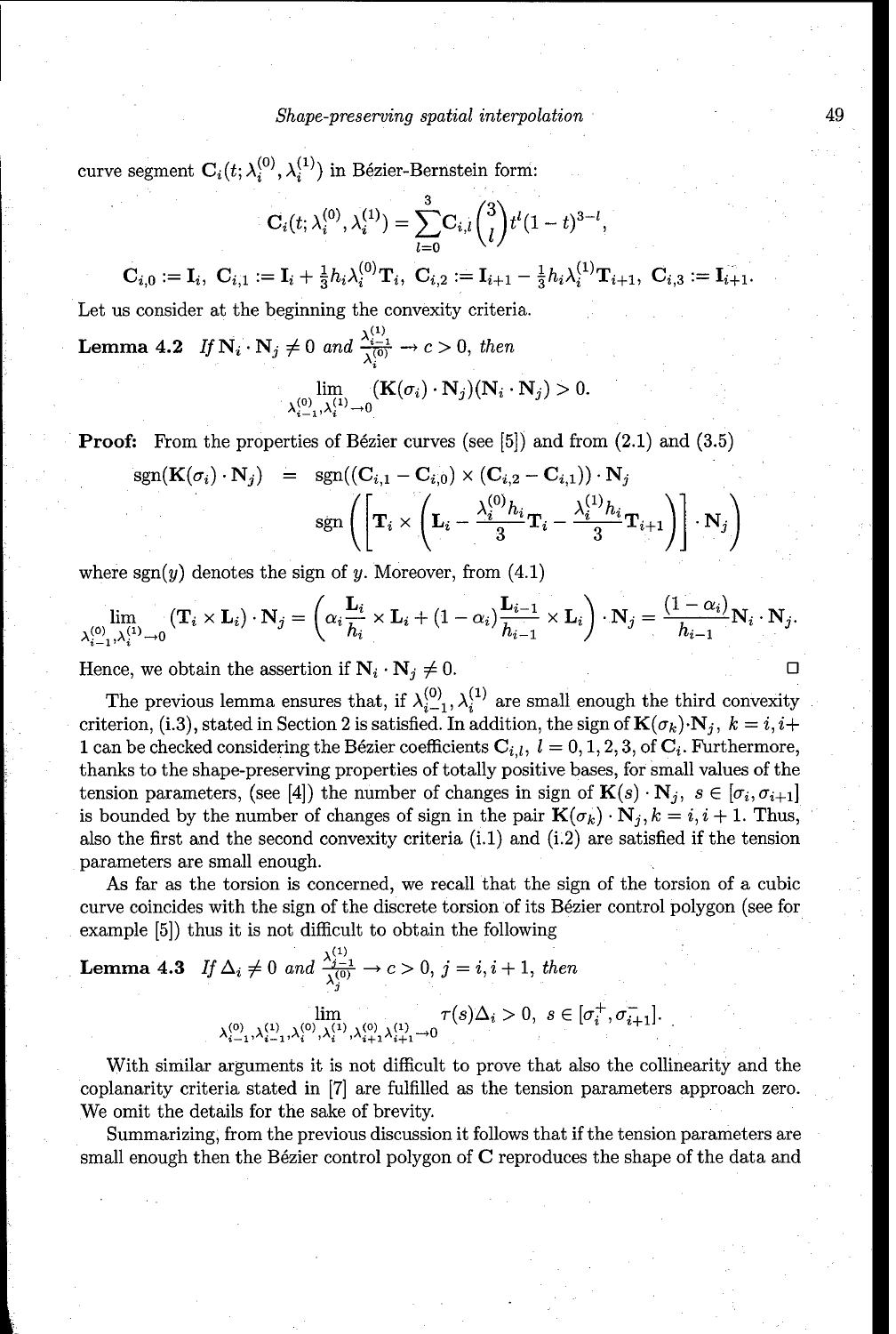curve segment $\mathbf{C}_i(t; \lambda_i^{(0)}, \lambda_i^{(1)})$ in Bézier-Bernstein form:

$$\mathbf{C}_i(t; \lambda_i^{(0)}, \lambda_i^{(1)}) = \sum_{l=0}^{3} \mathbf{C}_{i,l} \binom{3}{l} t^l (1-t)^{3-l},$$

$$\mathbf{C}_{i,0} := \mathbf{I}_i,\ \mathbf{C}_{i,1} := \mathbf{I}_i + \tfrac{1}{3} h_i \lambda_i^{(0)} \mathbf{T}_i,\ \mathbf{C}_{i,2} := \mathbf{I}_{i+1} - \tfrac{1}{3} h_i \lambda_i^{(1)} \mathbf{T}_{i+1},\ \mathbf{C}_{i,3} := \mathbf{I}_{i+1}.$$

Let us consider at the beginning the convexity criteria.

**Lemma 4.2** *If* $\mathbf{N}_i \cdot \mathbf{N}_j \neq 0$ *and* $\frac{\lambda_{i-1}^{(1)}}{\lambda_i^{(0)}} \to c > 0$, *then*

$$\lim_{\lambda_{i-1}^{(0)}, \lambda_i^{(1)} \to 0} (\mathbf{K}(\sigma_i) \cdot \mathbf{N}_j)(\mathbf{N}_i \cdot \mathbf{N}_j) > 0.$$

**Proof:** From the properties of Bézier curves (see [5]) and from (2.1) and (3.5)

$$\begin{aligned} \operatorname{sgn}(\mathbf{K}(\sigma_i) \cdot \mathbf{N}_j) &= \operatorname{sgn}((\mathbf{C}_{i,1} - \mathbf{C}_{i,0}) \times (\mathbf{C}_{i,2} - \mathbf{C}_{i,1})) \cdot \mathbf{N}_j \\ & \operatorname{sgn}\left( \left[ \mathbf{T}_i \times \left( \mathbf{L}_i - \frac{\lambda_i^{(0)} h_i}{3} \mathbf{T}_i - \frac{\lambda_i^{(1)} h_i}{3} \mathbf{T}_{i+1} \right) \right] \cdot \mathbf{N}_j \right) \end{aligned}$$

where $\operatorname{sgn}(y)$ denotes the sign of $y$. Moreover, from (4.1)

$$\lim_{\lambda_{i-1}^{(0)}, \lambda_i^{(1)} \to 0} (\mathbf{T}_i \times \mathbf{L}_i) \cdot \mathbf{N}_j = \left( \alpha_i \frac{\mathbf{L}_i}{h_i} \times \mathbf{L}_i + (1 - \alpha_i) \frac{\mathbf{L}_{i-1}}{h_{i-1}} \times \mathbf{L}_i \right) \cdot \mathbf{N}_j = \frac{(1 - \alpha_i)}{h_{i-1}} \mathbf{N}_i \cdot \mathbf{N}_j.$$

Hence, we obtain the assertion if $\mathbf{N}_i \cdot \mathbf{N}_j \neq 0$. □

The previous lemma ensures that, if $\lambda_{i-1}^{(0)}, \lambda_i^{(1)}$ are small enough the third convexity criterion, (i.3), stated in Section 2 is satisfied. In addition, the sign of $\mathbf{K}(\sigma_k) \cdot \mathbf{N}_j$, $k = i, i+1$ can be checked considering the Bézier coefficients $\mathbf{C}_{i,l}$, $l = 0, 1, 2, 3$, of $\mathbf{C}_i$. Furthermore, thanks to the shape-preserving properties of totally positive bases, for small values of the tension parameters, (see [4]) the number of changes in sign of $\mathbf{K}(s) \cdot \mathbf{N}_j$, $s \in [\sigma_i, \sigma_{i+1}]$ is bounded by the number of changes of sign in the pair $\mathbf{K}(\sigma_k) \cdot \mathbf{N}_j, k = i, i+1$. Thus, also the first and the second convexity criteria (i.1) and (i.2) are satisfied if the tension parameters are small enough.

As far as the torsion is concerned, we recall that the sign of the torsion of a cubic curve coincides with the sign of the discrete torsion of its Bézier control polygon (see for example [5]) thus it is not difficult to obtain the following

**Lemma 4.3** *If* $\Delta_i \neq 0$ *and* $\frac{\lambda_{j-1}^{(1)}}{\lambda_j^{(0)}} \to c > 0$, $j = i, i+1$, *then*

$$\lim_{\lambda_{i-1}^{(0)}, \lambda_{i-1}^{(1)}, \lambda_i^{(0)}, \lambda_i^{(1)}, \lambda_{i+1}^{(0)} \lambda_{i+1}^{(1)} \to 0} \tau(s) \Delta_i > 0,\ s \in [\sigma_i^+, \sigma_{i+1}^-].$$

With similar arguments it is not difficult to prove that also the collinearity and the coplanarity criteria stated in [7] are fulfilled as the tension parameters approach zero. We omit the details for the sake of brevity.

Summarizing, from the previous discussion it follows that if the tension parameters are small enough then the Bézier control polygon of $\mathbf{C}$ reproduces the shape of the data and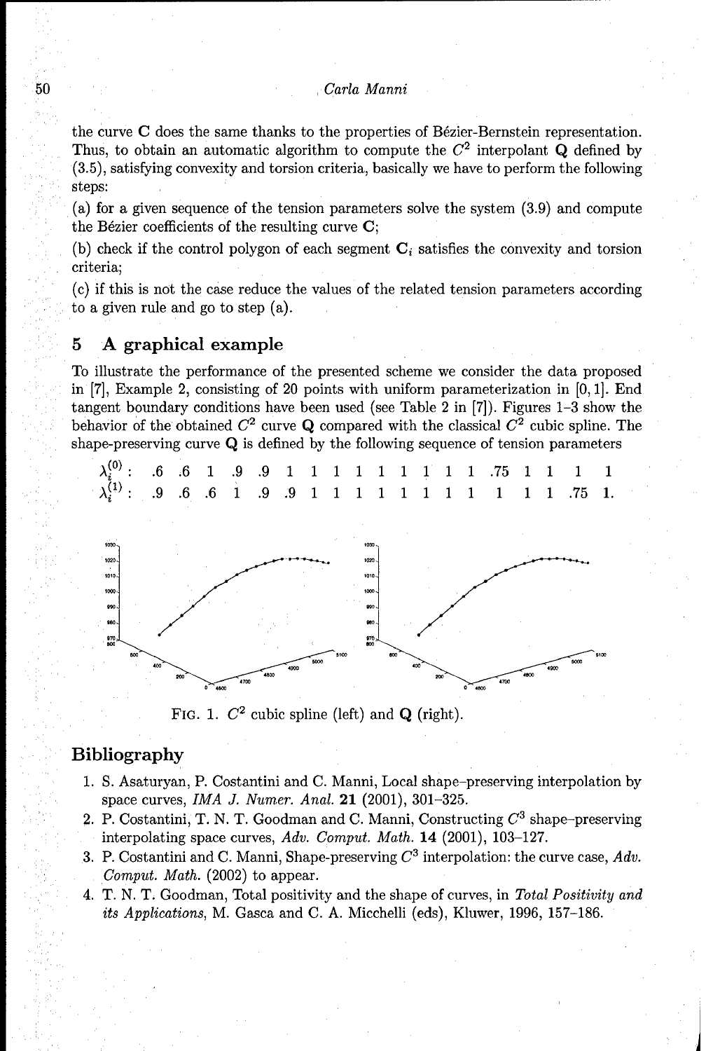the curve $\mathbf{C}$ does the same thanks to the properties of Bézier-Bernstein representation. Thus, to obtain an automatic algorithm to compute the $C^2$ interpolant $\mathbf{Q}$ defined by (3.5), satisfying convexity and torsion criteria, basically we have to perform the following steps:

(a) for a given sequence of the tension parameters solve the system (3.9) and compute the Bézier coefficients of the resulting curve $\mathbf{C}$;

(b) check if the control polygon of each segment $\mathbf{C}_i$ satisfies the convexity and torsion criteria;

(c) if this is not the case reduce the values of the related tension parameters according to a given rule and go to step (a).

## 5 A graphical example

To illustrate the performance of the presented scheme we consider the data proposed in [7], Example 2, consisting of 20 points with uniform parameterization in $[0, 1]$. End tangent boundary conditions have been used (see Table 2 in [7]). Figures 1–3 show the behavior of the obtained $C^2$ curve $\mathbf{Q}$ compared with the classical $C^2$ cubic spline. The shape-preserving curve $\mathbf{Q}$ is defined by the following sequence of tension parameters

$$\lambda_i^{(0)}: \quad .6 \quad .6 \quad 1 \quad .9 \quad .9 \quad 1 \quad 1 \quad 1 \quad 1 \quad 1 \quad 1 \quad 1 \quad 1 \quad 1 \quad .75 \quad 1 \quad 1 \quad 1 \quad 1$$

$$\lambda_i^{(1)}: \quad .9 \quad .6 \quad .6 \quad 1 \quad .9 \quad .9 \quad 1 \quad 1 \quad 1 \quad 1 \quad 1 \quad 1 \quad 1 \quad 1 \quad 1 \quad 1 \quad 1 \quad .75 \quad 1.$$

FIG. 1. $C^2$ cubic spline (left) and $\mathbf{Q}$ (right).

## Bibliography

1. S. Asaturyan, P. Costantini and C. Manni, Local shape-preserving interpolation by space curves, *IMA J. Numer. Anal.* **21** (2001), 301–325.
2. P. Costantini, T. N. T. Goodman and C. Manni, Constructing $C^3$ shape-preserving interpolating space curves, *Adv. Comput. Math.* **14** (2001), 103–127.
3. P. Costantini and C. Manni, Shape-preserving $C^3$ interpolation: the curve case, *Adv. Comput. Math.* (2002) to appear.
4. T. N. T. Goodman, Total positivity and the shape of curves, in *Total Positivity and its Applications*, M. Gasca and C. A. Micchelli (eds), Kluwer, 1996, 157–186.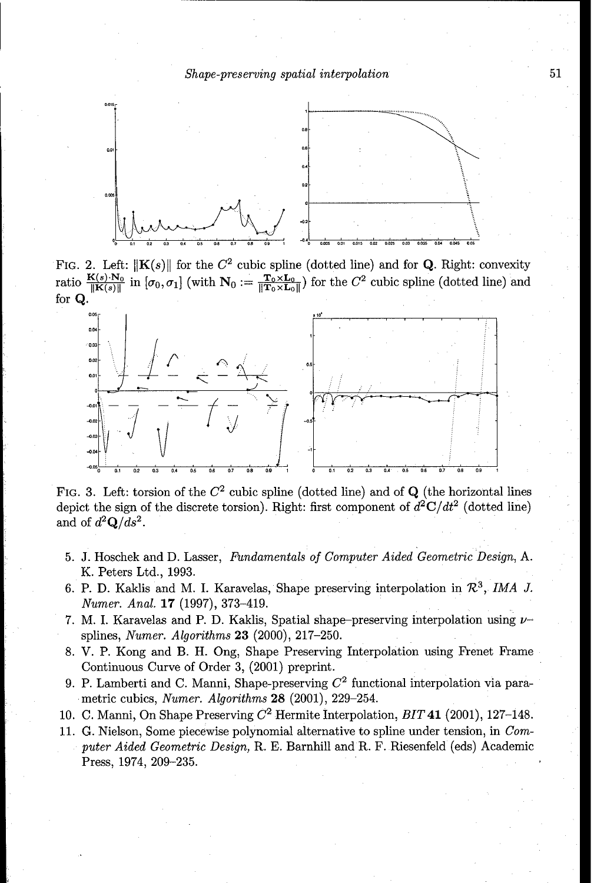0.015

0.01

0.005

0 0.1 0.2 0.3 0.4 0.5 0.6 0.7 0.8 0.9 1

1

0.8

0.6

0.4

0.2

0

-0.2

-0.4

0 0.005 0.01 0.015 0.02 0.025 0.03 0.035 0.04 0.045 0.05

FIG. 2. Left: $\|\mathbf{K}(s)\|$ for the $C^2$ cubic spline (dotted line) and for $\mathbf{Q}$. Right: convexity ratio $\frac{\mathbf{K}(s)\cdot\mathbf{N}_0}{\|\mathbf{K}(s)\|}$ in $[\sigma_0, \sigma_1]$ (with $\mathbf{N}_0 := \frac{\mathbf{T}_0 \times \mathbf{L}_0}{\|\mathbf{T}_0 \times \mathbf{L}_0\|}$) for the $C^2$ cubic spline (dotted line) and for $\mathbf{Q}$.

0.05

0.04

0.03

0.02

0.01

0

-0.01

-0.02

-0.03

-0.04

-0.05

0 0.1 0.2 0.3 0.4 0.5 0.6 0.7 0.8 0.9 1

x 10[4]

1

0.5

0

-0.5

-1

0 0.1 0.2 0.3 0.4 0.5 0.6 0.7 0.8 0.9 1

FIG. 3. Left: torsion of the $C^2$ cubic spline (dotted line) and of $\mathbf{Q}$ (the horizontal lines depict the sign of the discrete torsion). Right: first component of $d^2\mathbf{C}/dt^2$ (dotted line) and of $d^2\mathbf{Q}/ds^2$.

5. J. Hoschek and D. Lasser, *Fundamentals of Computer Aided Geometric Design*, A. K. Peters Ltd., 1993.
6. P. D. Kaklis and M. I. Karavelas, Shape preserving interpolation in $\mathcal{R}^3$, *IMA J. Numer. Anal.* **17** (1997), 373–419.
7. M. I. Karavelas and P. D. Kaklis, Spatial shape–preserving interpolation using $\nu$–splines, *Numer. Algorithms* **23** (2000), 217–250.
8. V. P. Kong and B. H. Ong, Shape Preserving Interpolation using Frenet Frame Continuous Curve of Order 3, (2001) preprint.
9. P. Lamberti and C. Manni, Shape-preserving $C^2$ functional interpolation via parametric cubics, *Numer. Algorithms* **28** (2001), 229–254.
10. C. Manni, On Shape Preserving $C^2$ Hermite Interpolation, *BIT* **41** (2001), 127–148.
11. G. Nielson, Some piecewise polynomial alternative to spline under tension, in *Computer Aided Geometric Design*, R. E. Barnhill and R. F. Riesenfeld (eds) Academic Press, 1974, 209–235.